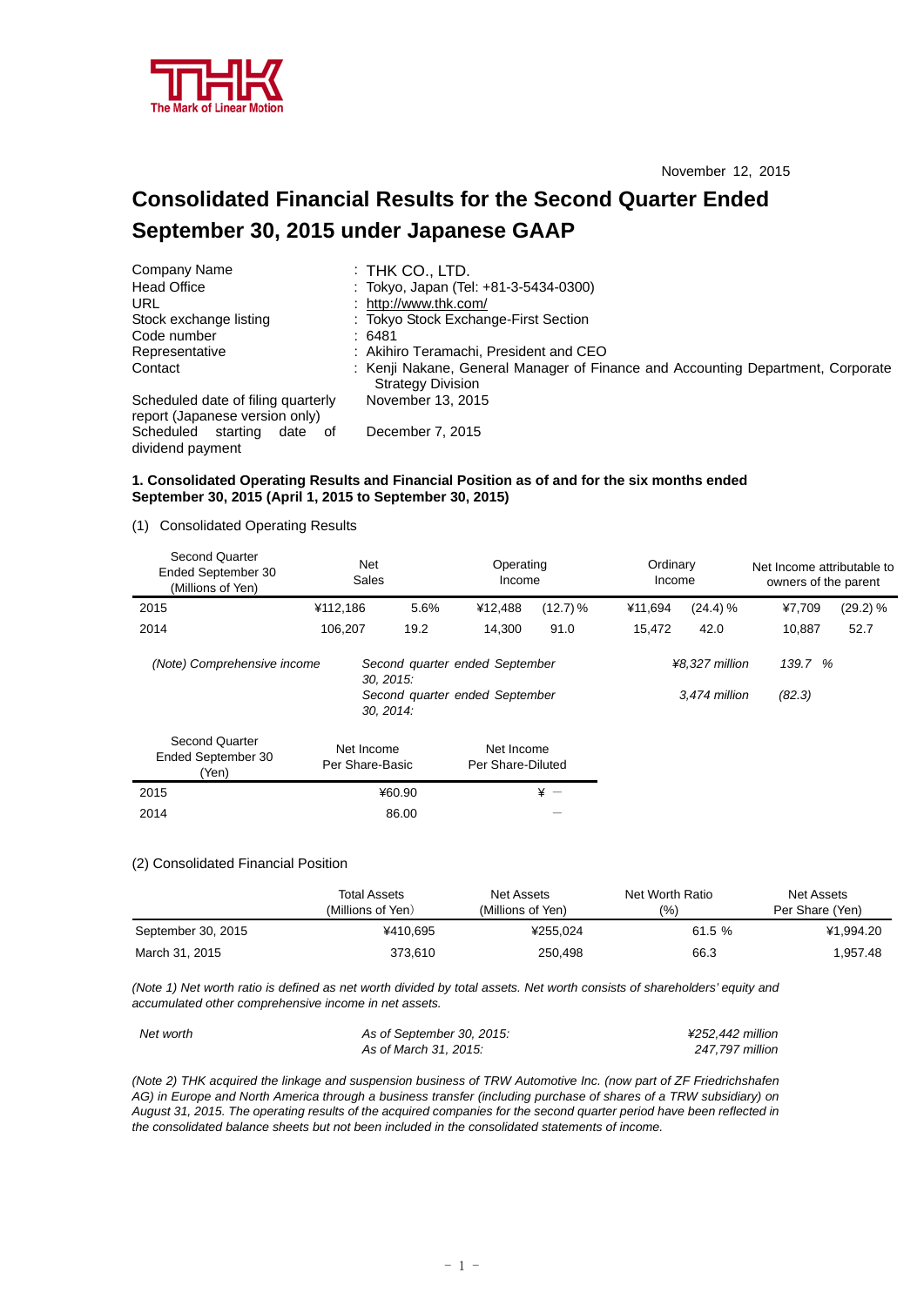THK

The Mark of Linear Motion

November 12, 2015

# Consolidated Financial Results for the Second Quarter Ended September 30, 2015 under Japanese GAAP

| | |
|---|---|
| Company Name | : THK CO., LTD. |
| Head Office | : Tokyo, Japan (Tel: +81-3-5434-0300) |
| URL | : http://www.thk.com/ |
| Stock exchange listing | : Tokyo Stock Exchange-First Section |
| Code number | : 6481 |
| Representative | : Akihiro Teramachi, President and CEO |
| Contact | : Kenji Nakane, General Manager of Finance and Accounting Department, Corporate Strategy Division |
| Scheduled date of filing quarterly report (Japanese version only) | November 13, 2015 |
| Scheduled starting date of dividend payment | December 7, 2015 |

**1. Consolidated Operating Results and Financial Position as of and for the six months ended September 30, 2015 (April 1, 2015 to September 30, 2015)**

(1) Consolidated Operating Results

| Second Quarter Ended September 30 (Millions of Yen) | Net Sales | | Operating Income | | Ordinary Income | | Net Income attributable to owners of the parent | |
|---|---|---|---|---|---|---|---|---|
| 2015 | ¥112,186 | 5.6% | ¥12,488 | (12.7) % | ¥11,694 | (24.4) % | ¥7,709 | (29.2) % |
| 2014 | 106,207 | 19.2 | 14,300 | 91.0 | 15,472 | 42.0 | 10,887 | 52.7 |

| | | | |
|---|---|---|---|
| *(Note) Comprehensive income* | *Second quarter ended September 30, 2015:* | *¥8,327 million* | *139.7 %* |
| | *Second quarter ended September 30, 2014:* | *3,474 million* | *(82.3)* |

| Second Quarter Ended September 30 (Yen) | Net Income Per Share-Basic | Net Income Per Share-Diluted |
|---|---|---|
| 2015 | ¥60.90 | ¥ － |
| 2014 | 86.00 | － |

(2) Consolidated Financial Position

| | Total Assets (Millions of Yen) | Net Assets (Millions of Yen) | Net Worth Ratio (%) | Net Assets Per Share (Yen) |
|---|---|---|---|---|
| September 30, 2015 | ¥410,695 | ¥255,024 | 61.5 % | ¥1,994.20 |
| March 31, 2015 | 373,610 | 250,498 | 66.3 | 1,957.48 |

*(Note 1) Net worth ratio is defined as net worth divided by total assets. Net worth consists of shareholders' equity and accumulated other comprehensive income in net assets.*

| | | |
|---|---|---|
| *Net worth* | *As of September 30, 2015:* | *¥252,442 million* |
| | *As of March 31, 2015:* | *247,797 million* |

*(Note 2) THK acquired the linkage and suspension business of TRW Automotive Inc. (now part of ZF Friedrichshafen AG) in Europe and North America through a business transfer (including purchase of shares of a TRW subsidiary) on August 31, 2015. The operating results of the acquired companies for the second quarter period have been reflected in the consolidated balance sheets but not been included in the consolidated statements of income.*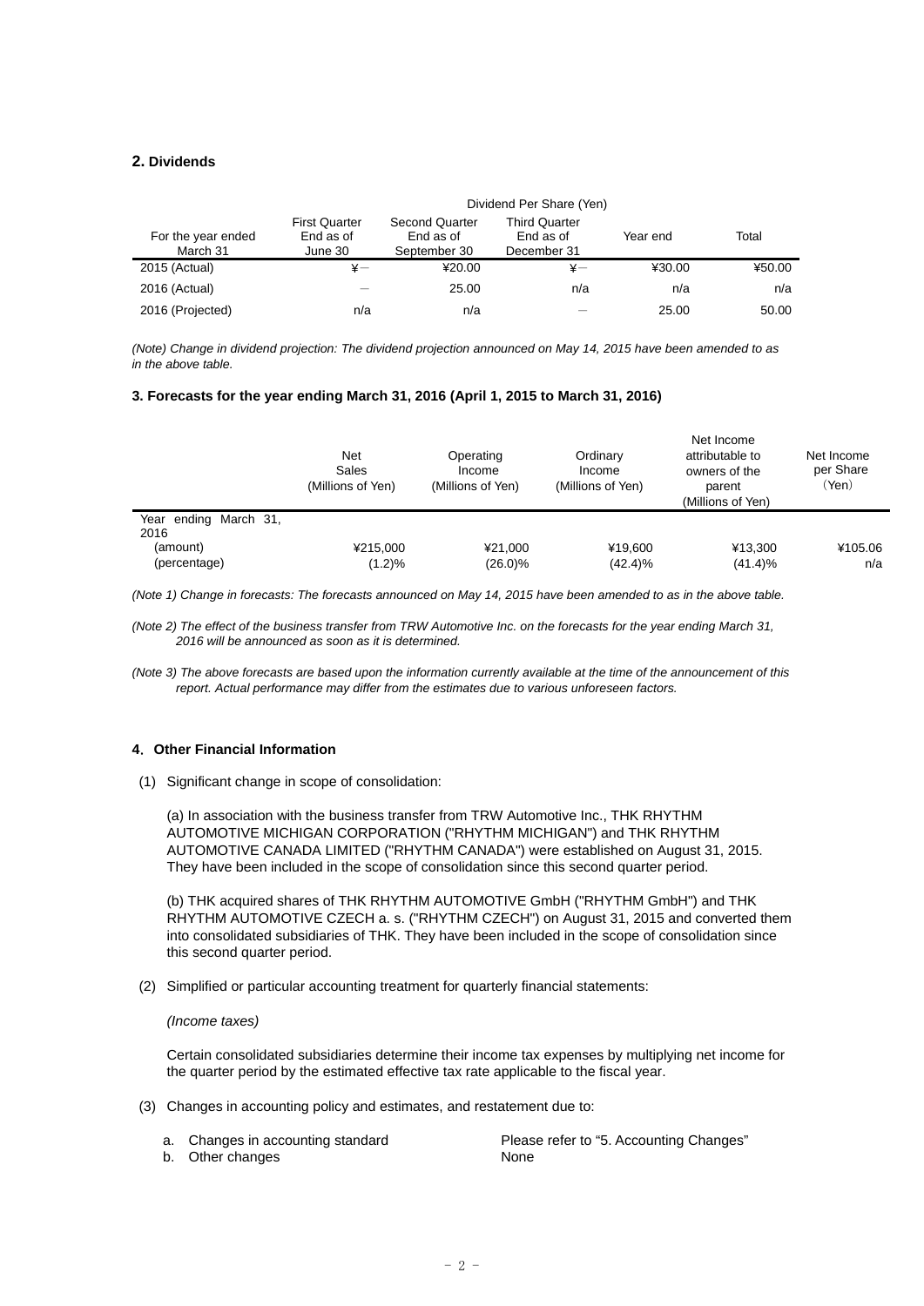## 2. Dividends

| For the year ended March 31 | Dividend Per Share (Yen) | | | | |
|---|---|---|---|---|---|
| | First Quarter End as of June 30 | Second Quarter End as of September 30 | Third Quarter End as of December 31 | Year end | Total |
| 2015 (Actual) | ¥― | ¥20.00 | ¥― | ¥30.00 | ¥50.00 |
| 2016 (Actual) | ― | 25.00 | n/a | n/a | n/a |
| 2016 (Projected) | n/a | n/a | ― | 25.00 | 50.00 |

*(Note) Change in dividend projection: The dividend projection announced on May 14, 2015 have been amended to as in the above table.*

### 3. Forecasts for the year ending March 31, 2016 (April 1, 2015 to March 31, 2016)

| | Net Sales (Millions of Yen) | Operating Income (Millions of Yen) | Ordinary Income (Millions of Yen) | Net Income attributable to owners of the parent (Millions of Yen) | Net Income per Share (Yen) |
|---|---|---|---|---|---|
| Year ending March 31, 2016 | | | | | |
| (amount) | ¥215,000 | ¥21,000 | ¥19,600 | ¥13,300 | ¥105.06 |
| (percentage) | (1.2)% | (26.0)% | (42.4)% | (41.4)% | n/a |

*(Note 1) Change in forecasts: The forecasts announced on May 14, 2015 have been amended to as in the above table.*

*(Note 2) The effect of the business transfer from TRW Automotive Inc. on the forecasts for the year ending March 31, 2016 will be announced as soon as it is determined.*

*(Note 3) The above forecasts are based upon the information currently available at the time of the announcement of this report. Actual performance may differ from the estimates due to various unforeseen factors.*

### 4. Other Financial Information

(1) Significant change in scope of consolidation:

(a) In association with the business transfer from TRW Automotive Inc., THK RHYTHM AUTOMOTIVE MICHIGAN CORPORATION ("RHYTHM MICHIGAN") and THK RHYTHM AUTOMOTIVE CANADA LIMITED ("RHYTHM CANADA") were established on August 31, 2015. They have been included in the scope of consolidation since this second quarter period.

(b) THK acquired shares of THK RHYTHM AUTOMOTIVE GmbH ("RHYTHM GmbH") and THK RHYTHM AUTOMOTIVE CZECH a. s. ("RHYTHM CZECH") on August 31, 2015 and converted them into consolidated subsidiaries of THK. They have been included in the scope of consolidation since this second quarter period.

(2) Simplified or particular accounting treatment for quarterly financial statements:

*(Income taxes)*

Certain consolidated subsidiaries determine their income tax expenses by multiplying net income for the quarter period by the estimated effective tax rate applicable to the fiscal year.

(3) Changes in accounting policy and estimates, and restatement due to:

| | |
|---|---|
| a. Changes in accounting standard | Please refer to “5. Accounting Changes” |
| b. Other changes | None |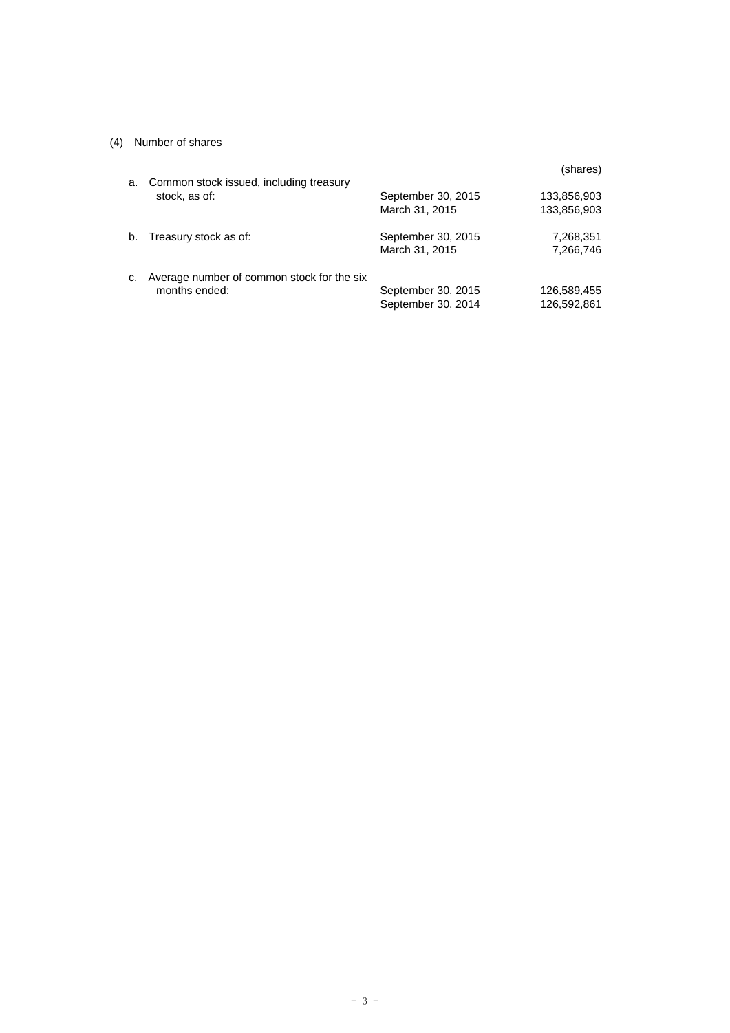(4) Number of shares

| | | (shares) |
|---|---|---|
| a. Common stock issued, including treasury stock, as of: | September 30, 2015 | 133,856,903 |
| | March 31, 2015 | 133,856,903 |
| b. Treasury stock as of: | September 30, 2015 | 7,268,351 |
| | March 31, 2015 | 7,266,746 |
| c. Average number of common stock for the six months ended: | September 30, 2015 | 126,589,455 |
| | September 30, 2014 | 126,592,861 |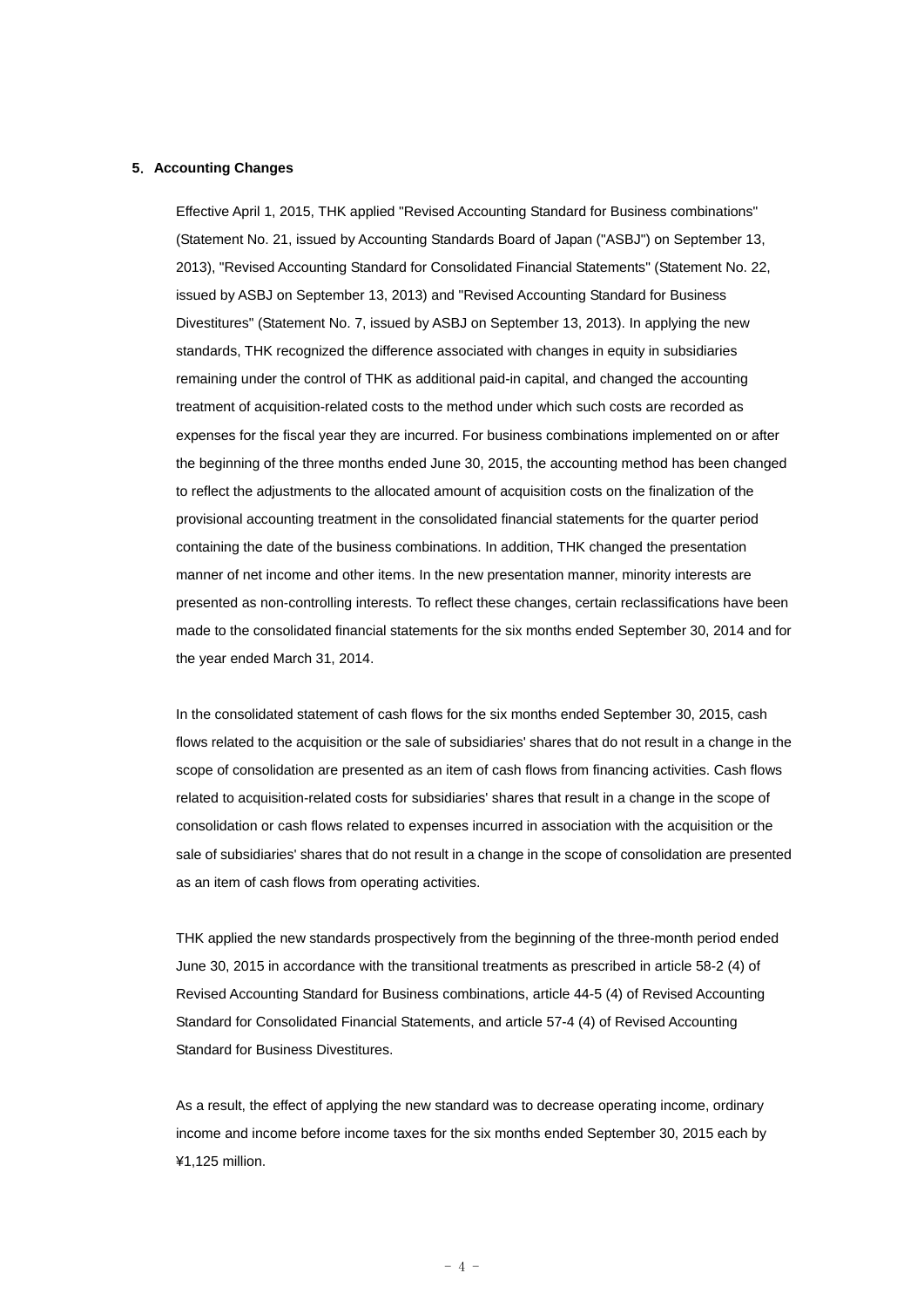## 5. Accounting Changes

Effective April 1, 2015, THK applied "Revised Accounting Standard for Business combinations" (Statement No. 21, issued by Accounting Standards Board of Japan ("ASBJ") on September 13, 2013), "Revised Accounting Standard for Consolidated Financial Statements" (Statement No. 22, issued by ASBJ on September 13, 2013) and "Revised Accounting Standard for Business Divestitures" (Statement No. 7, issued by ASBJ on September 13, 2013). In applying the new standards, THK recognized the difference associated with changes in equity in subsidiaries remaining under the control of THK as additional paid-in capital, and changed the accounting treatment of acquisition-related costs to the method under which such costs are recorded as expenses for the fiscal year they are incurred. For business combinations implemented on or after the beginning of the three months ended June 30, 2015, the accounting method has been changed to reflect the adjustments to the allocated amount of acquisition costs on the finalization of the provisional accounting treatment in the consolidated financial statements for the quarter period containing the date of the business combinations. In addition, THK changed the presentation manner of net income and other items. In the new presentation manner, minority interests are presented as non-controlling interests. To reflect these changes, certain reclassifications have been made to the consolidated financial statements for the six months ended September 30, 2014 and for the year ended March 31, 2014.

In the consolidated statement of cash flows for the six months ended September 30, 2015, cash flows related to the acquisition or the sale of subsidiaries' shares that do not result in a change in the scope of consolidation are presented as an item of cash flows from financing activities. Cash flows related to acquisition-related costs for subsidiaries' shares that result in a change in the scope of consolidation or cash flows related to expenses incurred in association with the acquisition or the sale of subsidiaries' shares that do not result in a change in the scope of consolidation are presented as an item of cash flows from operating activities.

THK applied the new standards prospectively from the beginning of the three-month period ended June 30, 2015 in accordance with the transitional treatments as prescribed in article 58-2 (4) of Revised Accounting Standard for Business combinations, article 44-5 (4) of Revised Accounting Standard for Consolidated Financial Statements, and article 57-4 (4) of Revised Accounting Standard for Business Divestitures.

As a result, the effect of applying the new standard was to decrease operating income, ordinary income and income before income taxes for the six months ended September 30, 2015 each by ¥1,125 million.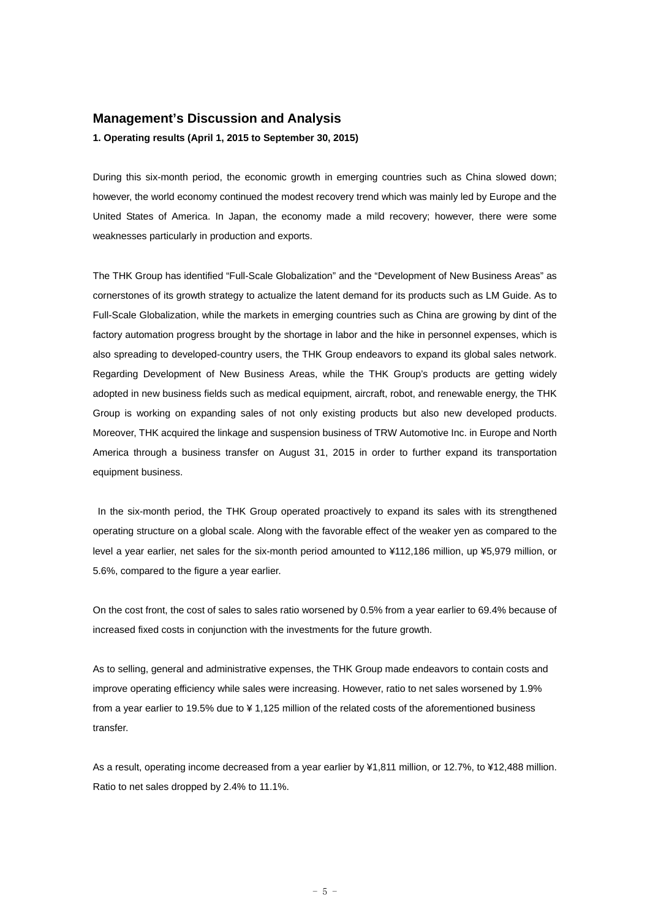## Management's Discussion and Analysis

**1. Operating results (April 1, 2015 to September 30, 2015)**

During this six-month period, the economic growth in emerging countries such as China slowed down; however, the world economy continued the modest recovery trend which was mainly led by Europe and the United States of America. In Japan, the economy made a mild recovery; however, there were some weaknesses particularly in production and exports.

The THK Group has identified "Full-Scale Globalization" and the "Development of New Business Areas" as cornerstones of its growth strategy to actualize the latent demand for its products such as LM Guide. As to Full-Scale Globalization, while the markets in emerging countries such as China are growing by dint of the factory automation progress brought by the shortage in labor and the hike in personnel expenses, which is also spreading to developed-country users, the THK Group endeavors to expand its global sales network. Regarding Development of New Business Areas, while the THK Group's products are getting widely adopted in new business fields such as medical equipment, aircraft, robot, and renewable energy, the THK Group is working on expanding sales of not only existing products but also new developed products. Moreover, THK acquired the linkage and suspension business of TRW Automotive Inc. in Europe and North America through a business transfer on August 31, 2015 in order to further expand its transportation equipment business.

In the six-month period, the THK Group operated proactively to expand its sales with its strengthened operating structure on a global scale. Along with the favorable effect of the weaker yen as compared to the level a year earlier, net sales for the six-month period amounted to ¥112,186 million, up ¥5,979 million, or 5.6%, compared to the figure a year earlier.

On the cost front, the cost of sales to sales ratio worsened by 0.5% from a year earlier to 69.4% because of increased fixed costs in conjunction with the investments for the future growth.

As to selling, general and administrative expenses, the THK Group made endeavors to contain costs and improve operating efficiency while sales were increasing. However, ratio to net sales worsened by 1.9% from a year earlier to 19.5% due to ¥ 1,125 million of the related costs of the aforementioned business transfer.

As a result, operating income decreased from a year earlier by ¥1,811 million, or 12.7%, to ¥12,488 million. Ratio to net sales dropped by 2.4% to 11.1%.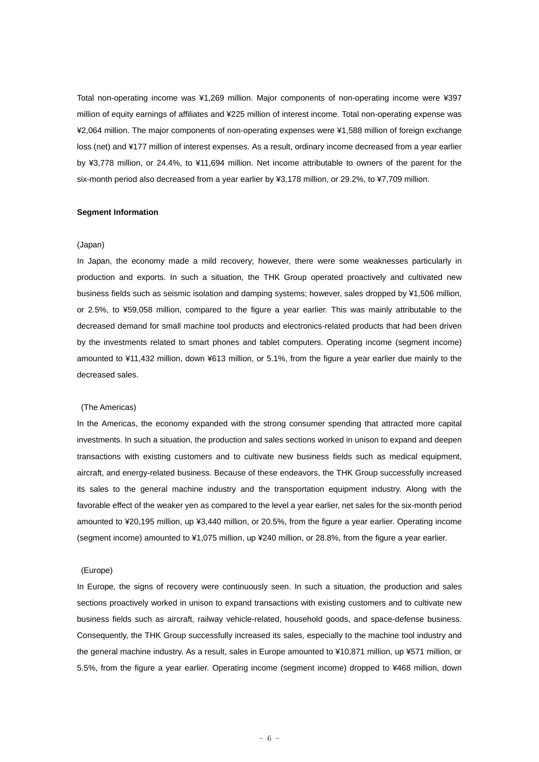Total non-operating income was ¥1,269 million. Major components of non-operating income were ¥397 million of equity earnings of affiliates and ¥225 million of interest income. Total non-operating expense was ¥2,064 million. The major components of non-operating expenses were ¥1,588 million of foreign exchange loss (net) and ¥177 million of interest expenses. As a result, ordinary income decreased from a year earlier by ¥3,778 million, or 24.4%, to ¥11,694 million. Net income attributable to owners of the parent for the six-month period also decreased from a year earlier by ¥3,178 million, or 29.2%, to ¥7,709 million.

**Segment Information**

(Japan)

In Japan, the economy made a mild recovery; however, there were some weaknesses particularly in production and exports. In such a situation, the THK Group operated proactively and cultivated new business fields such as seismic isolation and damping systems; however, sales dropped by ¥1,506 million, or 2.5%, to ¥59,058 million, compared to the figure a year earlier. This was mainly attributable to the decreased demand for small machine tool products and electronics-related products that had been driven by the investments related to smart phones and tablet computers. Operating income (segment income) amounted to ¥11,432 million, down ¥613 million, or 5.1%, from the figure a year earlier due mainly to the decreased sales.

(The Americas)

In the Americas, the economy expanded with the strong consumer spending that attracted more capital investments. In such a situation, the production and sales sections worked in unison to expand and deepen transactions with existing customers and to cultivate new business fields such as medical equipment, aircraft, and energy-related business. Because of these endeavors, the THK Group successfully increased its sales to the general machine industry and the transportation equipment industry. Along with the favorable effect of the weaker yen as compared to the level a year earlier, net sales for the six-month period amounted to ¥20,195 million, up ¥3,440 million, or 20.5%, from the figure a year earlier. Operating income (segment income) amounted to ¥1,075 million, up ¥240 million, or 28.8%, from the figure a year earlier.

(Europe)

In Europe, the signs of recovery were continuously seen. In such a situation, the production and sales sections proactively worked in unison to expand transactions with existing customers and to cultivate new business fields such as aircraft, railway vehicle-related, household goods, and space-defense business. Consequently, the THK Group successfully increased its sales, especially to the machine tool industry and the general machine industry. As a result, sales in Europe amounted to ¥10,871 million, up ¥571 million, or 5.5%, from the figure a year earlier. Operating income (segment income) dropped to ¥468 million, down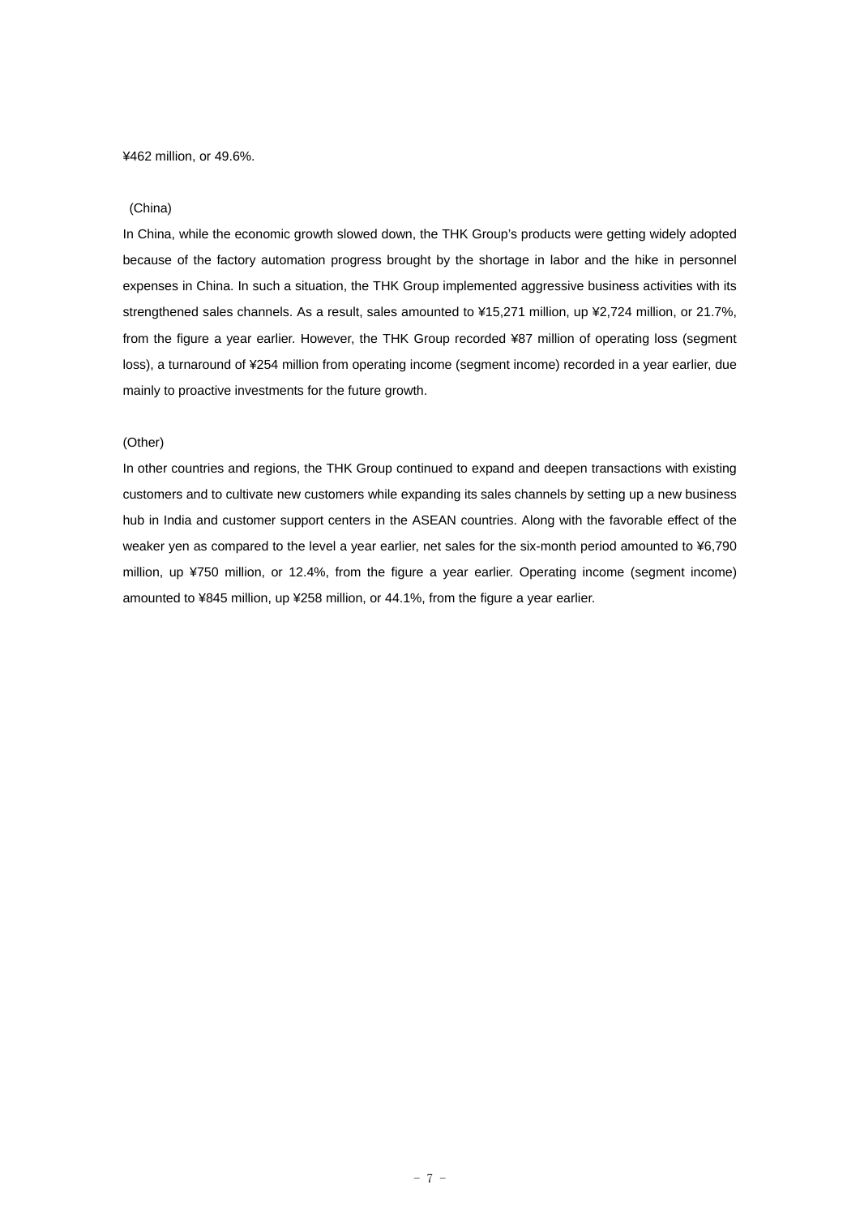¥462 million, or 49.6%.

(China)

In China, while the economic growth slowed down, the THK Group's products were getting widely adopted because of the factory automation progress brought by the shortage in labor and the hike in personnel expenses in China. In such a situation, the THK Group implemented aggressive business activities with its strengthened sales channels. As a result, sales amounted to ¥15,271 million, up ¥2,724 million, or 21.7%, from the figure a year earlier. However, the THK Group recorded ¥87 million of operating loss (segment loss), a turnaround of ¥254 million from operating income (segment income) recorded in a year earlier, due mainly to proactive investments for the future growth.

(Other)

In other countries and regions, the THK Group continued to expand and deepen transactions with existing customers and to cultivate new customers while expanding its sales channels by setting up a new business hub in India and customer support centers in the ASEAN countries. Along with the favorable effect of the weaker yen as compared to the level a year earlier, net sales for the six-month period amounted to ¥6,790 million, up ¥750 million, or 12.4%, from the figure a year earlier. Operating income (segment income) amounted to ¥845 million, up ¥258 million, or 44.1%, from the figure a year earlier.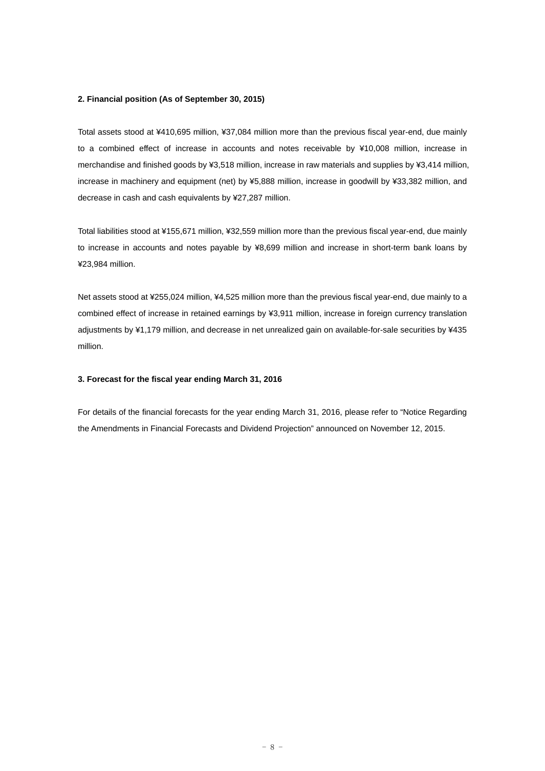**2. Financial position (As of September 30, 2015)**

Total assets stood at ¥410,695 million, ¥37,084 million more than the previous fiscal year-end, due mainly to a combined effect of increase in accounts and notes receivable by ¥10,008 million, increase in merchandise and finished goods by ¥3,518 million, increase in raw materials and supplies by ¥3,414 million, increase in machinery and equipment (net) by ¥5,888 million, increase in goodwill by ¥33,382 million, and decrease in cash and cash equivalents by ¥27,287 million.

Total liabilities stood at ¥155,671 million, ¥32,559 million more than the previous fiscal year-end, due mainly to increase in accounts and notes payable by ¥8,699 million and increase in short-term bank loans by ¥23,984 million.

Net assets stood at ¥255,024 million, ¥4,525 million more than the previous fiscal year-end, due mainly to a combined effect of increase in retained earnings by ¥3,911 million, increase in foreign currency translation adjustments by ¥1,179 million, and decrease in net unrealized gain on available-for-sale securities by ¥435 million.

**3. Forecast for the fiscal year ending March 31, 2016**

For details of the financial forecasts for the year ending March 31, 2016, please refer to "Notice Regarding the Amendments in Financial Forecasts and Dividend Projection" announced on November 12, 2015.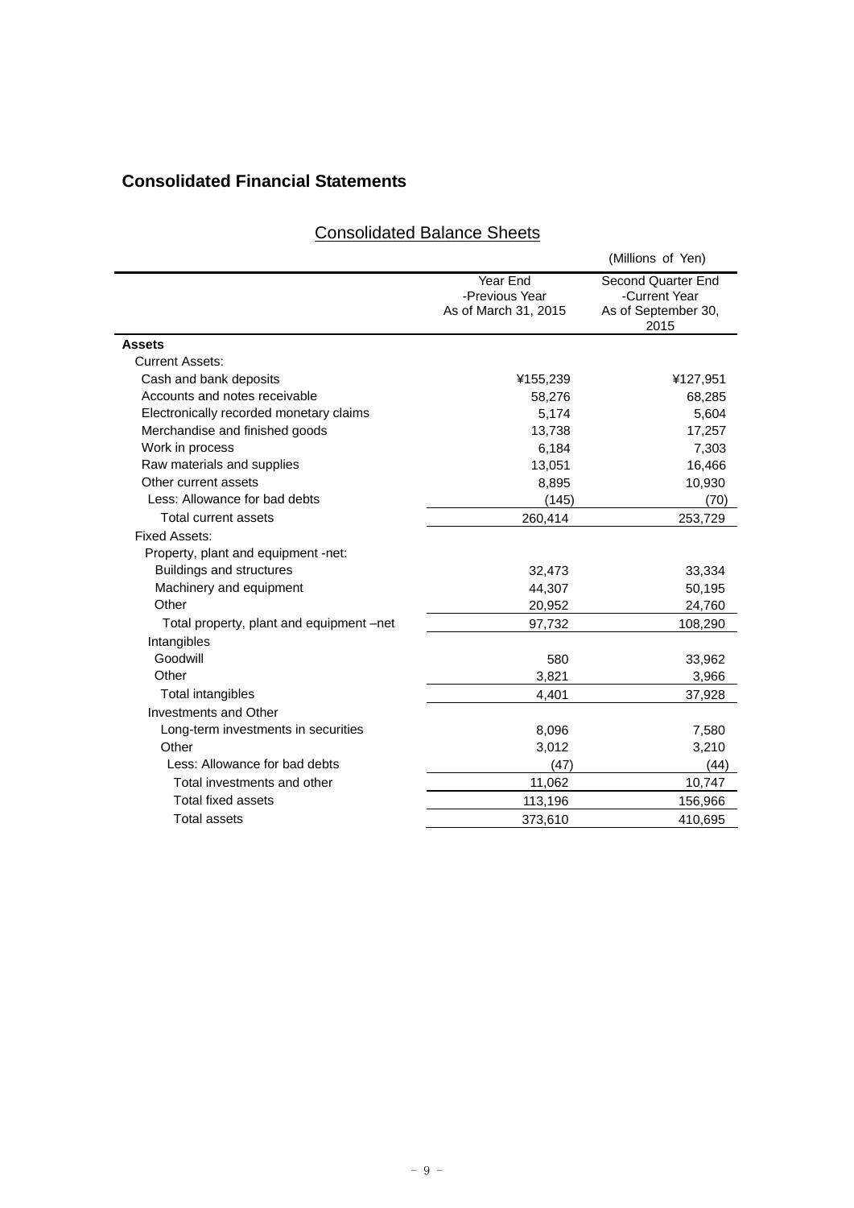## Consolidated Financial Statements

### Consolidated Balance Sheets

(Millions of Yen)

| | Year End -Previous Year As of March 31, 2015 | Second Quarter End -Current Year As of September 30, 2015 |
|---|---|---|
| **Assets** | | |
| Current Assets: | | |
| Cash and bank deposits | ¥155,239 | ¥127,951 |
| Accounts and notes receivable | 58,276 | 68,285 |
| Electronically recorded monetary claims | 5,174 | 5,604 |
| Merchandise and finished goods | 13,738 | 17,257 |
| Work in process | 6,184 | 7,303 |
| Raw materials and supplies | 13,051 | 16,466 |
| Other current assets | 8,895 | 10,930 |
| Less: Allowance for bad debts | (145) | (70) |
| Total current assets | 260,414 | 253,729 |
| Fixed Assets: | | |
| Property, plant and equipment -net: | | |
| Buildings and structures | 32,473 | 33,334 |
| Machinery and equipment | 44,307 | 50,195 |
| Other | 20,952 | 24,760 |
| Total property, plant and equipment –net | 97,732 | 108,290 |
| Intangibles | | |
| Goodwill | 580 | 33,962 |
| Other | 3,821 | 3,966 |
| Total intangibles | 4,401 | 37,928 |
| Investments and Other | | |
| Long-term investments in securities | 8,096 | 7,580 |
| Other | 3,012 | 3,210 |
| Less: Allowance for bad debts | (47) | (44) |
| Total investments and other | 11,062 | 10,747 |
| Total fixed assets | 113,196 | 156,966 |
| Total assets | 373,610 | 410,695 |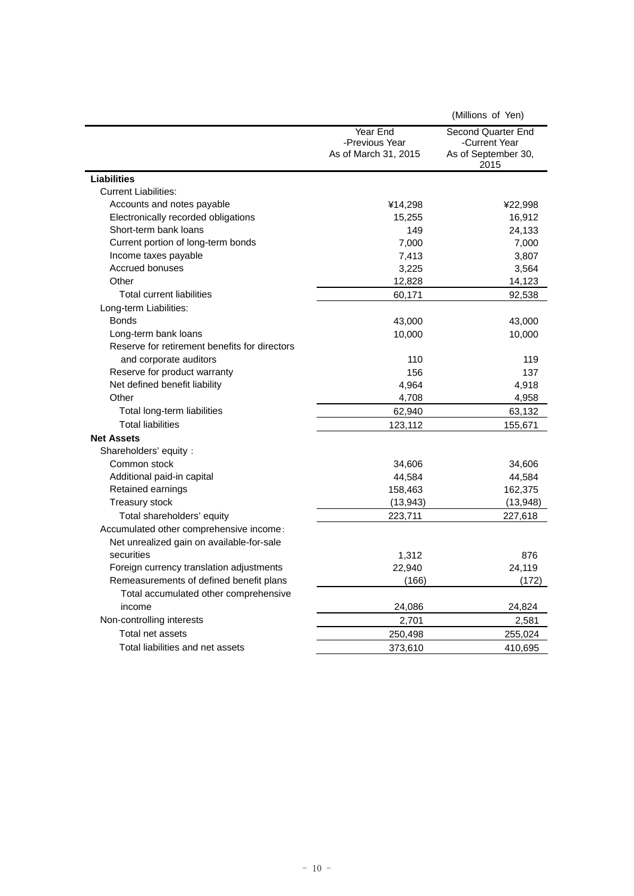(Millions of Yen)

| | Year End -Previous Year As of March 31, 2015 | Second Quarter End -Current Year As of September 30, 2015 |
|---|---|---|
| **Liabilities** | | |
| Current Liabilities: | | |
| Accounts and notes payable | ¥14,298 | ¥22,998 |
| Electronically recorded obligations | 15,255 | 16,912 |
| Short-term bank loans | 149 | 24,133 |
| Current portion of long-term bonds | 7,000 | 7,000 |
| Income taxes payable | 7,413 | 3,807 |
| Accrued bonuses | 3,225 | 3,564 |
| Other | 12,828 | 14,123 |
| Total current liabilities | 60,171 | 92,538 |
| Long-term Liabilities: | | |
| Bonds | 43,000 | 43,000 |
| Long-term bank loans | 10,000 | 10,000 |
| Reserve for retirement benefits for directors and corporate auditors | 110 | 119 |
| Reserve for product warranty | 156 | 137 |
| Net defined benefit liability | 4,964 | 4,918 |
| Other | 4,708 | 4,958 |
| Total long-term liabilities | 62,940 | 63,132 |
| Total liabilities | 123,112 | 155,671 |
| **Net Assets** | | |
| Shareholders' equity： | | |
| Common stock | 34,606 | 34,606 |
| Additional paid-in capital | 44,584 | 44,584 |
| Retained earnings | 158,463 | 162,375 |
| Treasury stock | (13,943) | (13,948) |
| Total shareholders' equity | 223,711 | 227,618 |
| Accumulated other comprehensive income: | | |
| Net unrealized gain on available-for-sale securities | 1,312 | 876 |
| Foreign currency translation adjustments | 22,940 | 24,119 |
| Remeasurements of defined benefit plans | (166) | (172) |
| Total accumulated other comprehensive income | 24,086 | 24,824 |
| Non-controlling interests | 2,701 | 2,581 |
| Total net assets | 250,498 | 255,024 |
| Total liabilities and net assets | 373,610 | 410,695 |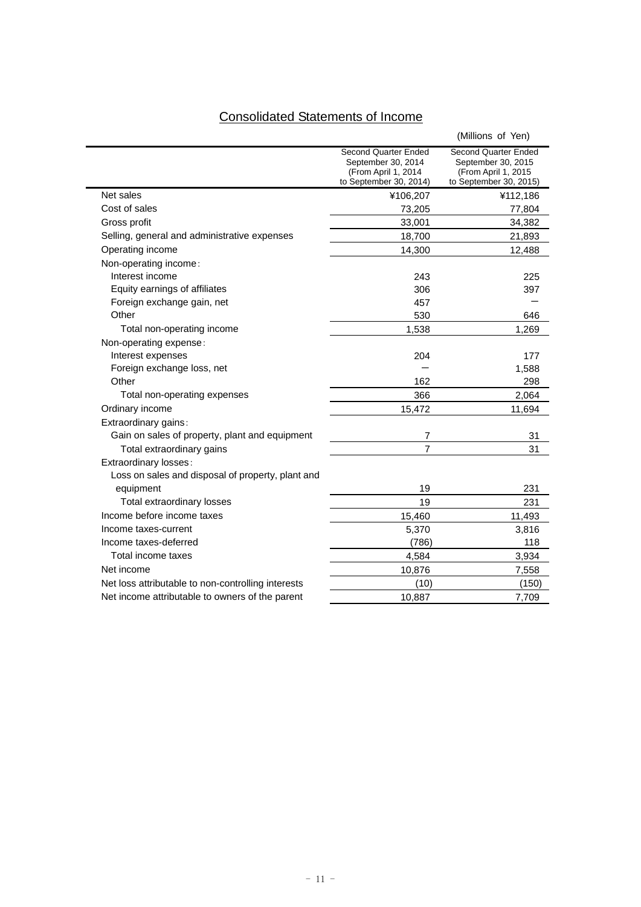# Consolidated Statements of Income

(Millions of Yen)

| | Second Quarter Ended September 30, 2014 (From April 1, 2014 to September 30, 2014) | Second Quarter Ended September 30, 2015 (From April 1, 2015 to September 30, 2015) |
|---|---|---|
| Net sales | ¥106,207 | ¥112,186 |
| Cost of sales | 73,205 | 77,804 |
| Gross profit | 33,001 | 34,382 |
| Selling, general and administrative expenses | 18,700 | 21,893 |
| Operating income | 14,300 | 12,488 |
| Non-operating income： | | |
| Interest income | 243 | 225 |
| Equity earnings of affiliates | 306 | 397 |
| Foreign exchange gain, net | 457 | ― |
| Other | 530 | 646 |
| Total non-operating income | 1,538 | 1,269 |
| Non-operating expense： | | |
| Interest expenses | 204 | 177 |
| Foreign exchange loss, net | ― | 1,588 |
| Other | 162 | 298 |
| Total non-operating expenses | 366 | 2,064 |
| Ordinary income | 15,472 | 11,694 |
| Extraordinary gains： | | |
| Gain on sales of property, plant and equipment | 7 | 31 |
| Total extraordinary gains | 7 | 31 |
| Extraordinary losses： | | |
| Loss on sales and disposal of property, plant and equipment | 19 | 231 |
| Total extraordinary losses | 19 | 231 |
| Income before income taxes | 15,460 | 11,493 |
| Income taxes-current | 5,370 | 3,816 |
| Income taxes-deferred | (786) | 118 |
| Total income taxes | 4,584 | 3,934 |
| Net income | 10,876 | 7,558 |
| Net loss attributable to non-controlling interests | (10) | (150) |
| Net income attributable to owners of the parent | 10,887 | 7,709 |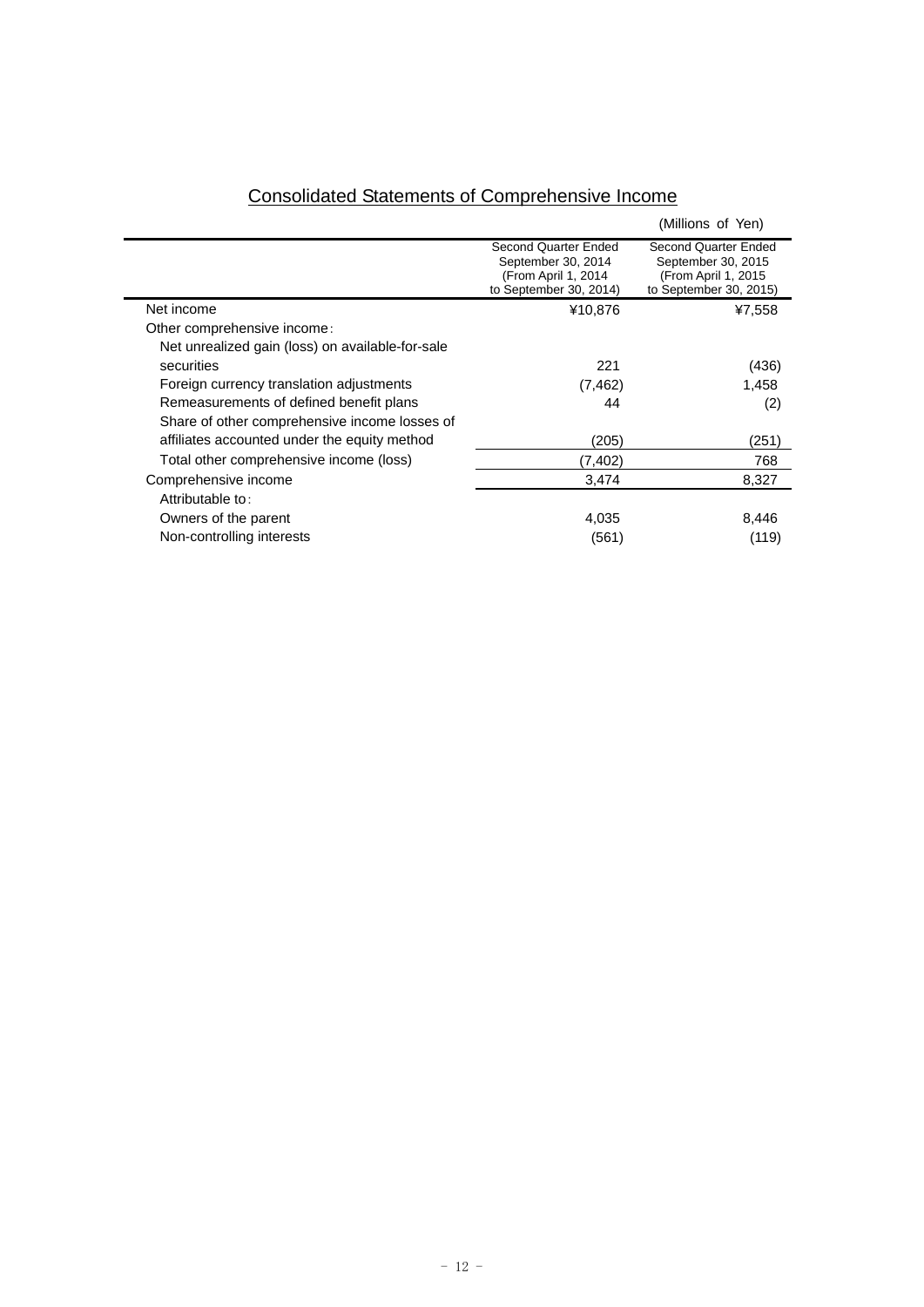## Consolidated Statements of Comprehensive Income

(Millions of Yen)

| | Second Quarter Ended September 30, 2014 (From April 1, 2014 to September 30, 2014) | Second Quarter Ended September 30, 2015 (From April 1, 2015 to September 30, 2015) |
|---|---|---|
| Net income | ¥10,876 | ¥7,558 |
| Other comprehensive income: | | |
| Net unrealized gain (loss) on available-for-sale securities | 221 | (436) |
| Foreign currency translation adjustments | (7,462) | 1,458 |
| Remeasurements of defined benefit plans | 44 | (2) |
| Share of other comprehensive income losses of affiliates accounted under the equity method | (205) | (251) |
| Total other comprehensive income (loss) | (7,402) | 768 |
| Comprehensive income | 3,474 | 8,327 |
| Attributable to: | | |
| Owners of the parent | 4,035 | 8,446 |
| Non-controlling interests | (561) | (119) |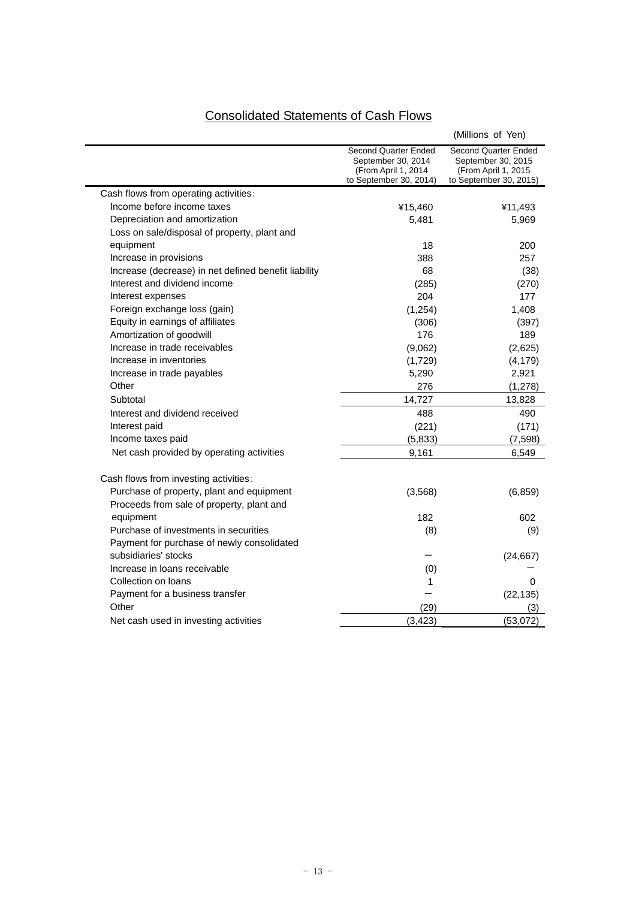## Consolidated Statements of Cash Flows

(Millions of Yen)

| | Second Quarter Ended September 30, 2014 (From April 1, 2014 to September 30, 2014) | Second Quarter Ended September 30, 2015 (From April 1, 2015 to September 30, 2015) |
|---|---|---|
| Cash flows from operating activities: | | |
| Income before income taxes | ¥15,460 | ¥11,493 |
| Depreciation and amortization | 5,481 | 5,969 |
| Loss on sale/disposal of property, plant and equipment | 18 | 200 |
| Increase in provisions | 388 | 257 |
| Increase (decrease) in net defined benefit liability | 68 | (38) |
| Interest and dividend income | (285) | (270) |
| Interest expenses | 204 | 177 |
| Foreign exchange loss (gain) | (1,254) | 1,408 |
| Equity in earnings of affiliates | (306) | (397) |
| Amortization of goodwill | 176 | 189 |
| Increase in trade receivables | (9,062) | (2,625) |
| Increase in inventories | (1,729) | (4,179) |
| Increase in trade payables | 5,290 | 2,921 |
| Other | 276 | (1,278) |
| Subtotal | 14,727 | 13,828 |
| Interest and dividend received | 488 | 490 |
| Interest paid | (221) | (171) |
| Income taxes paid | (5,833) | (7,598) |
| Net cash provided by operating activities | 9,161 | 6,549 |
| Cash flows from investing activities: | | |
| Purchase of property, plant and equipment | (3,568) | (6,859) |
| Proceeds from sale of property, plant and equipment | 182 | 602 |
| Purchase of investments in securities | (8) | (9) |
| Payment for purchase of newly consolidated subsidiaries' stocks | ― | (24,667) |
| Increase in loans receivable | (0) | ― |
| Collection on loans | 1 | 0 |
| Payment for a business transfer | ― | (22,135) |
| Other | (29) | (3) |
| Net cash used in investing activities | (3,423) | (53,072) |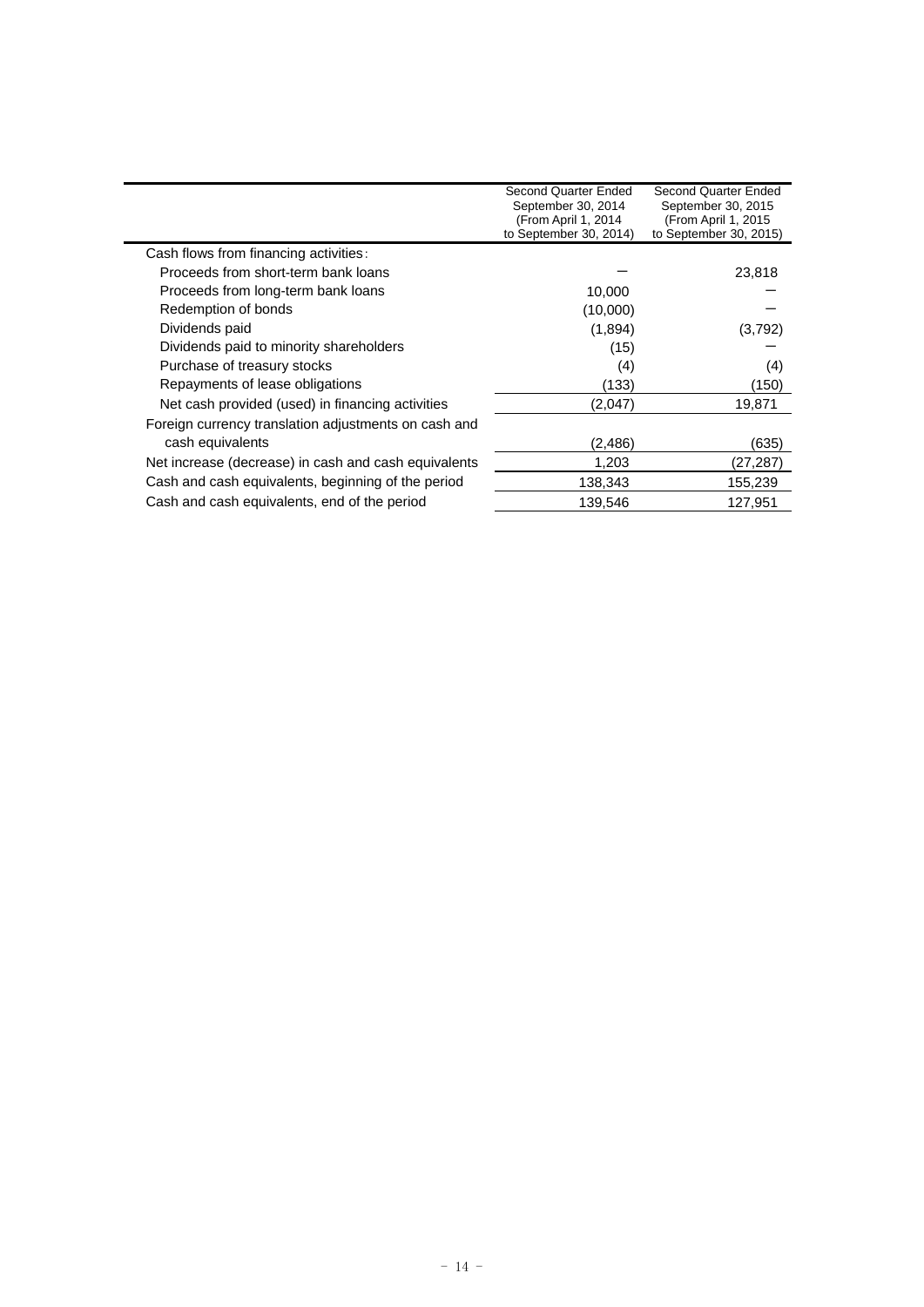| | Second Quarter Ended September 30, 2014 (From April 1, 2014 to September 30, 2014) | Second Quarter Ended September 30, 2015 (From April 1, 2015 to September 30, 2015) |
|---|---|---|
| Cash flows from financing activities: | | |
| Proceeds from short-term bank loans | − | 23,818 |
| Proceeds from long-term bank loans | 10,000 | − |
| Redemption of bonds | (10,000) | − |
| Dividends paid | (1,894) | (3,792) |
| Dividends paid to minority shareholders | (15) | − |
| Purchase of treasury stocks | (4) | (4) |
| Repayments of lease obligations | (133) | (150) |
| Net cash provided (used) in financing activities | (2,047) | 19,871 |
| Foreign currency translation adjustments on cash and cash equivalents | (2,486) | (635) |
| Net increase (decrease) in cash and cash equivalents | 1,203 | (27,287) |
| Cash and cash equivalents, beginning of the period | 138,343 | 155,239 |
| Cash and cash equivalents, end of the period | 139,546 | 127,951 |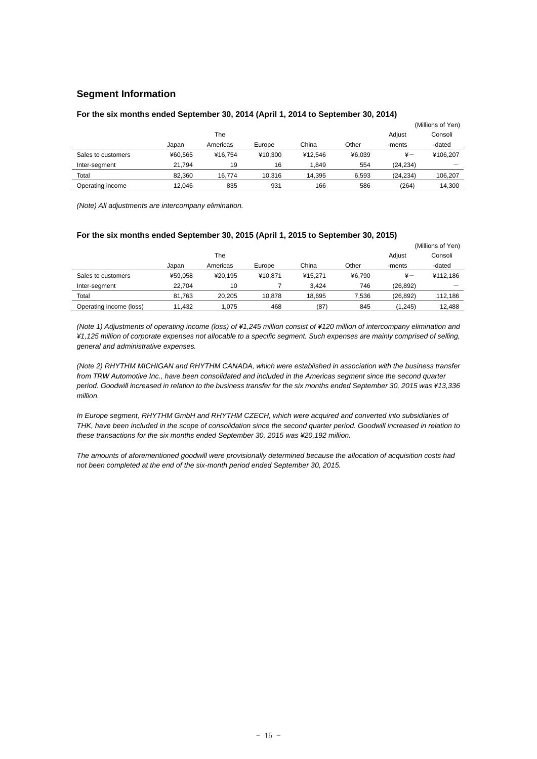## Segment Information

### For the six months ended September 30, 2014 (April 1, 2014 to September 30, 2014)

(Millions of Yen)

| | Japan | The Americas | Europe | China | Other | Adjust -ments | Consoli -dated |
|---|---|---|---|---|---|---|---|
| Sales to customers | ¥60,565 | ¥16,754 | ¥10,300 | ¥12,546 | ¥6,039 | ¥— | ¥106,207 |
| Inter-segment | 21,794 | 19 | 16 | 1,849 | 554 | (24,234) | — |
| Total | 82,360 | 16,774 | 10,316 | 14,395 | 6,593 | (24,234) | 106,207 |
| Operating income | 12,046 | 835 | 931 | 166 | 586 | (264) | 14,300 |

*(Note) All adjustments are intercompany elimination.*

### For the six months ended September 30, 2015 (April 1, 2015 to September 30, 2015)

(Millions of Yen)

| | Japan | The Americas | Europe | China | Other | Adjust -ments | Consoli -dated |
|---|---|---|---|---|---|---|---|
| Sales to customers | ¥59,058 | ¥20,195 | ¥10,871 | ¥15,271 | ¥6,790 | ¥— | ¥112,186 |
| Inter-segment | 22,704 | 10 | 7 | 3,424 | 746 | (26,892) | — |
| Total | 81,763 | 20,205 | 10,878 | 18,695 | 7,536 | (26,892) | 112,186 |
| Operating income (loss) | 11,432 | 1,075 | 468 | (87) | 845 | (1,245) | 12,488 |

*(Note 1) Adjustments of operating income (loss) of ¥1,245 million consist of ¥120 million of intercompany elimination and ¥1,125 million of corporate expenses not allocable to a specific segment. Such expenses are mainly comprised of selling, general and administrative expenses.*

*(Note 2) RHYTHM MICHIGAN and RHYTHM CANADA, which were established in association with the business transfer from TRW Automotive Inc., have been consolidated and included in the Americas segment since the second quarter period. Goodwill increased in relation to the business transfer for the six months ended September 30, 2015 was ¥13,336 million.*

*In Europe segment, RHYTHM GmbH and RHYTHM CZECH, which were acquired and converted into subsidiaries of THK, have been included in the scope of consolidation since the second quarter period. Goodwill increased in relation to these transactions for the six months ended September 30, 2015 was ¥20,192 million.*

*The amounts of aforementioned goodwill were provisionally determined because the allocation of acquisition costs had not been completed at the end of the six-month period ended September 30, 2015.*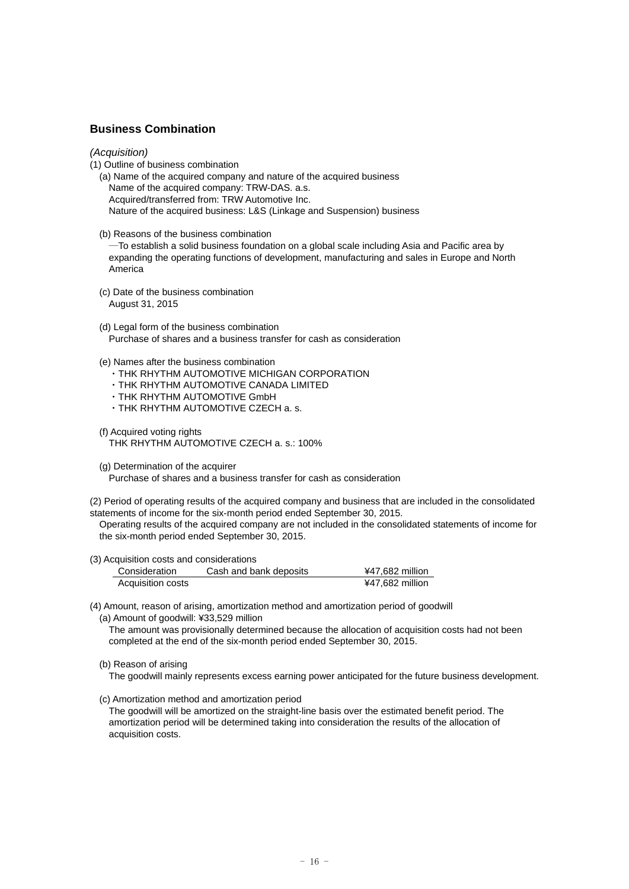## Business Combination

*(Acquisition)*

(1) Outline of business combination

(a) Name of the acquired company and nature of the acquired business
Name of the acquired company: TRW-DAS. a.s.
Acquired/transferred from: TRW Automotive Inc.
Nature of the acquired business: L&S (Linkage and Suspension) business

(b) Reasons of the business combination
―To establish a solid business foundation on a global scale including Asia and Pacific area by expanding the operating functions of development, manufacturing and sales in Europe and North America

(c) Date of the business combination
August 31, 2015

(d) Legal form of the business combination
Purchase of shares and a business transfer for cash as consideration

(e) Names after the business combination
・THK RHYTHM AUTOMOTIVE MICHIGAN CORPORATION
・THK RHYTHM AUTOMOTIVE CANADA LIMITED
・THK RHYTHM AUTOMOTIVE GmbH
・THK RHYTHM AUTOMOTIVE CZECH a. s.

(f) Acquired voting rights
THK RHYTHM AUTOMOTIVE CZECH a. s.: 100%

(g) Determination of the acquirer
Purchase of shares and a business transfer for cash as consideration

(2) Period of operating results of the acquired company and business that are included in the consolidated statements of income for the six-month period ended September 30, 2015.
Operating results of the acquired company are not included in the consolidated statements of income for the six-month period ended September 30, 2015.

(3) Acquisition costs and considerations

| | | |
|---|---|---|
| Consideration | Cash and bank deposits | ¥47,682 million |
| Acquisition costs | | ¥47,682 million |

(4) Amount, reason of arising, amortization method and amortization period of goodwill

(a) Amount of goodwill: ¥33,529 million
The amount was provisionally determined because the allocation of acquisition costs had not been completed at the end of the six-month period ended September 30, 2015.

(b) Reason of arising
The goodwill mainly represents excess earning power anticipated for the future business development.

(c) Amortization method and amortization period
The goodwill will be amortized on the straight-line basis over the estimated benefit period. The amortization period will be determined taking into consideration the results of the allocation of acquisition costs.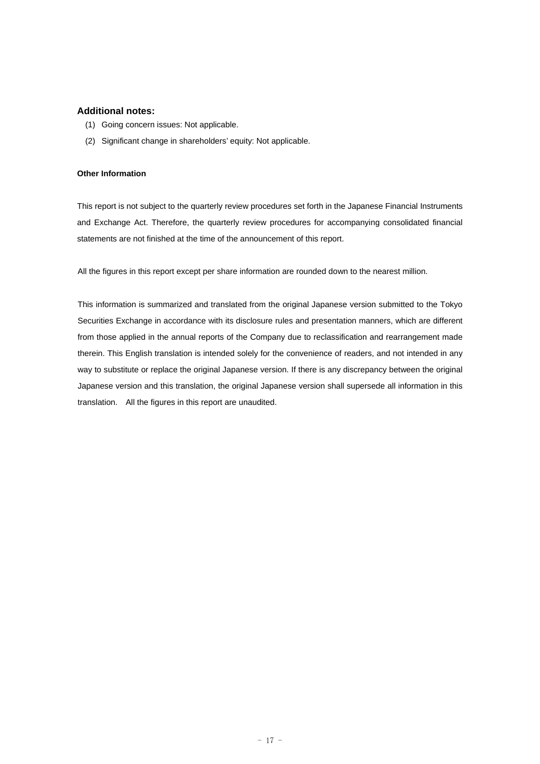### Additional notes:

(1) Going concern issues: Not applicable.

(2) Significant change in shareholders' equity: Not applicable.

**Other Information**

This report is not subject to the quarterly review procedures set forth in the Japanese Financial Instruments and Exchange Act. Therefore, the quarterly review procedures for accompanying consolidated financial statements are not finished at the time of the announcement of this report.

All the figures in this report except per share information are rounded down to the nearest million.

This information is summarized and translated from the original Japanese version submitted to the Tokyo Securities Exchange in accordance with its disclosure rules and presentation manners, which are different from those applied in the annual reports of the Company due to reclassification and rearrangement made therein. This English translation is intended solely for the convenience of readers, and not intended in any way to substitute or replace the original Japanese version. If there is any discrepancy between the original Japanese version and this translation, the original Japanese version shall supersede all information in this translation.　All the figures in this report are unaudited.